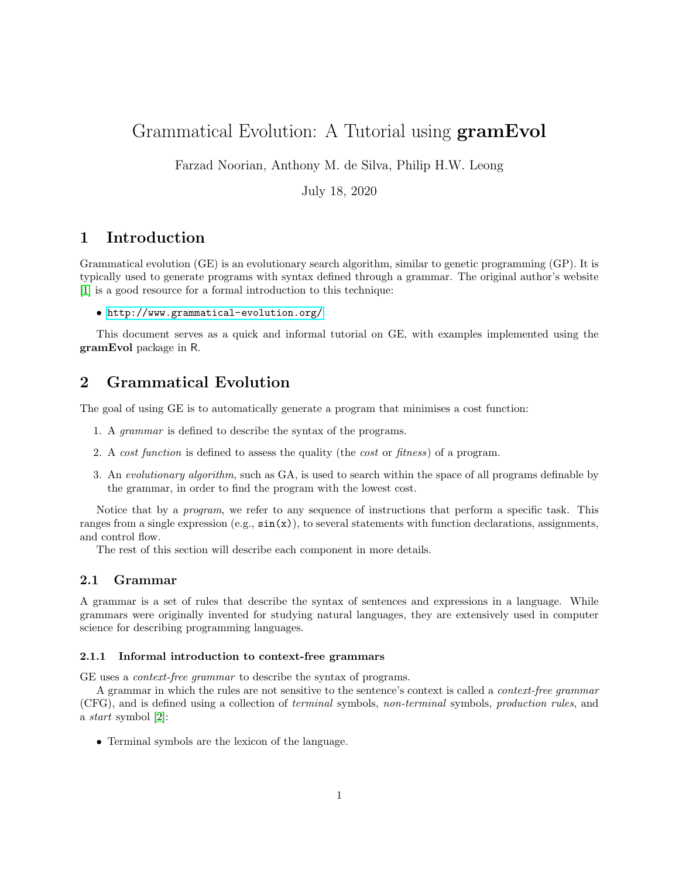# Grammatical Evolution: A Tutorial using **gramEvol**

Farzad Noorian, Anthony M. de Silva, Philip H.W. Leong

July 18, 2020

## 1 Introduction

Grammatical evolution (GE) is an evolutionary search algorithm, similar to genetic programming (GP). It is typically used to generate programs with syntax defined through a grammar. The original author's website [1] is a good resource for a formal introduction to this technique:

- http://www.grammatical-evolution.org/

This document serves as a quick and informal tutorial on GE, with examples implemented using the **gramEvol** package in R.

## 2 Grammatical Evolution

The goal of using GE is to automatically generate a program that minimises a cost function:

1. A *grammar* is defined to describe the syntax of the programs.
2. A *cost function* is defined to assess the quality (the *cost* or *fitness*) of a program.
3. An *evolutionary algorithm*, such as GA, is used to search within the space of all programs definable by the grammar, in order to find the program with the lowest cost.

Notice that by a *program*, we refer to any sequence of instructions that perform a specific task. This ranges from a single expression (e.g., `sin(x)`), to several statements with function declarations, assignments, and control flow.

The rest of this section will describe each component in more details.

### 2.1 Grammar

A grammar is a set of rules that describe the syntax of sentences and expressions in a language. While grammars were originally invented for studying natural languages, they are extensively used in computer science for describing programming languages.

#### 2.1.1 Informal introduction to context-free grammars

GE uses a *context-free grammar* to describe the syntax of programs.

A grammar in which the rules are not sensitive to the sentence's context is called a *context-free grammar* (CFG), and is defined using a collection of *terminal* symbols, *non-terminal* symbols, *production rules*, and a *start* symbol [2]:

- Terminal symbols are the lexicon of the language.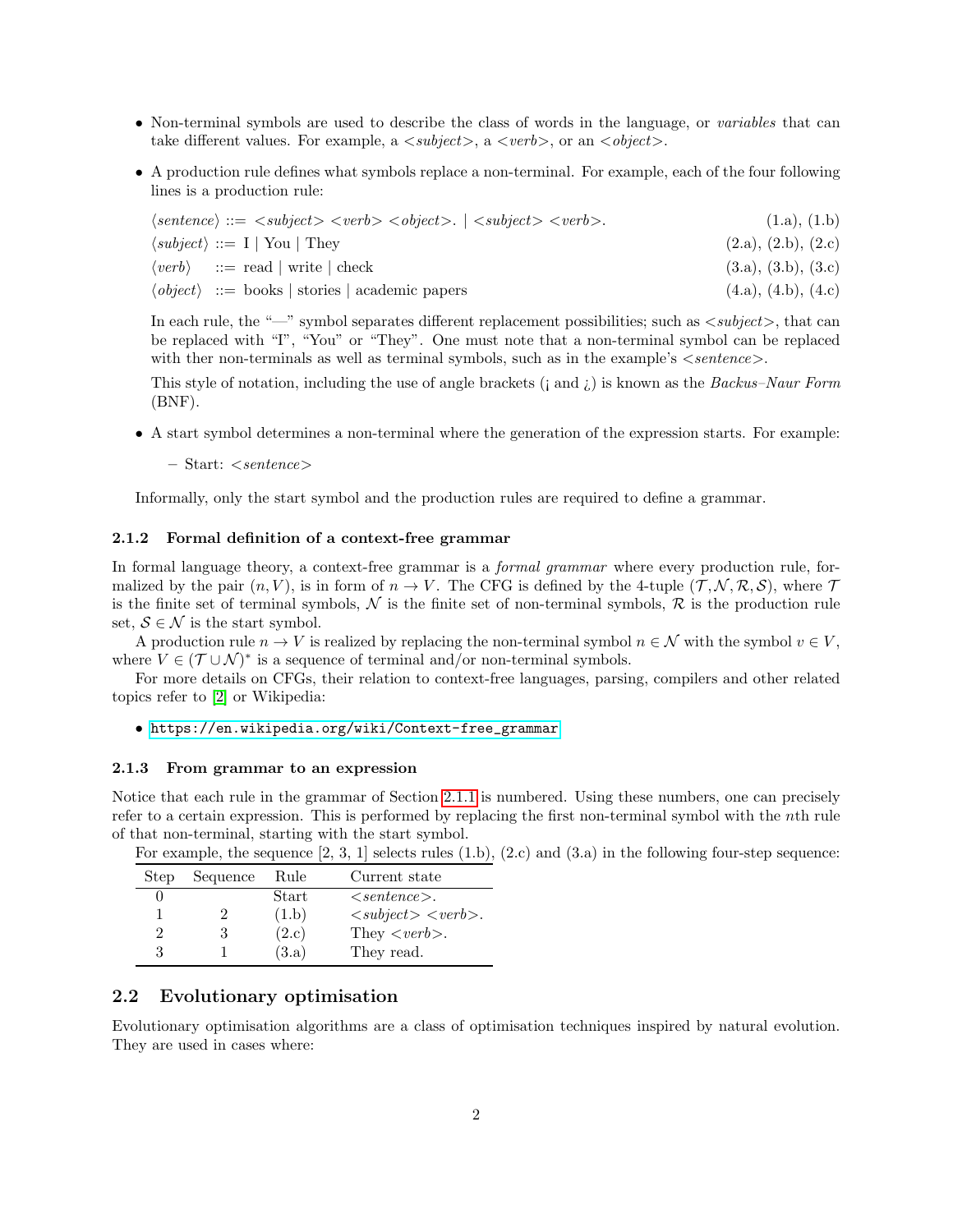- Non-terminal symbols are used to describe the class of words in the language, or *variables* that can take different values. For example, a <*subject*>, a <*verb*>, or an <*object*>.

- A production rule defines what symbols replace a non-terminal. For example, each of the four following lines is a production rule:

  ⟨*sentence*⟩ ::= <*subject*> <*verb*> <*object*>. | <*subject*> <*verb*>. (1.a), (1.b)
  
  ⟨*subject*⟩ ::= I | You | They (2.a), (2.b), (2.c)
  
  ⟨*verb*⟩ ::= read | write | check (3.a), (3.b), (3.c)
  
  ⟨*object*⟩ ::= books | stories | academic papers (4.a), (4.b), (4.c)

  In each rule, the "—" symbol separates different replacement possibilities; such as <*subject*>, that can be replaced with "I", "You" or "They". One must note that a non-terminal symbol can be replaced with ther non-terminals as well as terminal symbols, such as in the example's <*sentence*>.

  This style of notation, including the use of angle brackets (¡ and ¿) is known as the *Backus–Naur Form* (BNF).

- A start symbol determines a non-terminal where the generation of the expression starts. For example:
  - Start: <*sentence*>

Informally, only the start symbol and the production rules are required to define a grammar.

### 2.1.2 Formal definition of a context-free grammar

In formal language theory, a context-free grammar is a *formal grammar* where every production rule, formalized by the pair $(n, V)$, is in form of $n \rightarrow V$. The CFG is defined by the 4-tuple $(\mathcal{T}, \mathcal{N}, \mathcal{R}, \mathcal{S})$, where $\mathcal{T}$ is the finite set of terminal symbols, $\mathcal{N}$ is the finite set of non-terminal symbols, $\mathcal{R}$ is the production rule set, $\mathcal{S} \in \mathcal{N}$ is the start symbol.

A production rule $n \rightarrow V$ is realized by replacing the non-terminal symbol $n \in \mathcal{N}$ with the symbol $v \in V$, where $V \in (\mathcal{T} \cup \mathcal{N})^*$ is a sequence of terminal and/or non-terminal symbols.

For more details on CFGs, their relation to context-free languages, parsing, compilers and other related topics refer to [2] or Wikipedia:

- https://en.wikipedia.org/wiki/Context-free_grammar

### 2.1.3 From grammar to an expression

Notice that each rule in the grammar of Section 2.1.1 is numbered. Using these numbers, one can precisely refer to a certain expression. This is performed by replacing the first non-terminal symbol with the $n$th rule of that non-terminal, starting with the start symbol.

For example, the sequence [2, 3, 1] selects rules (1.b), (2.c) and (3.a) in the following four-step sequence:

| Step | Sequence | Rule | Current state |
|---|---|---|---|
| 0 | | Start | <*sentence*>. |
| 1 | 2 | (1.b) | <*subject*> <*verb*>. |
| 2 | 3 | (2.c) | They <*verb*>. |
| 3 | 1 | (3.a) | They read. |

## 2.2 Evolutionary optimisation

Evolutionary optimisation algorithms are a class of optimisation techniques inspired by natural evolution. They are used in cases where: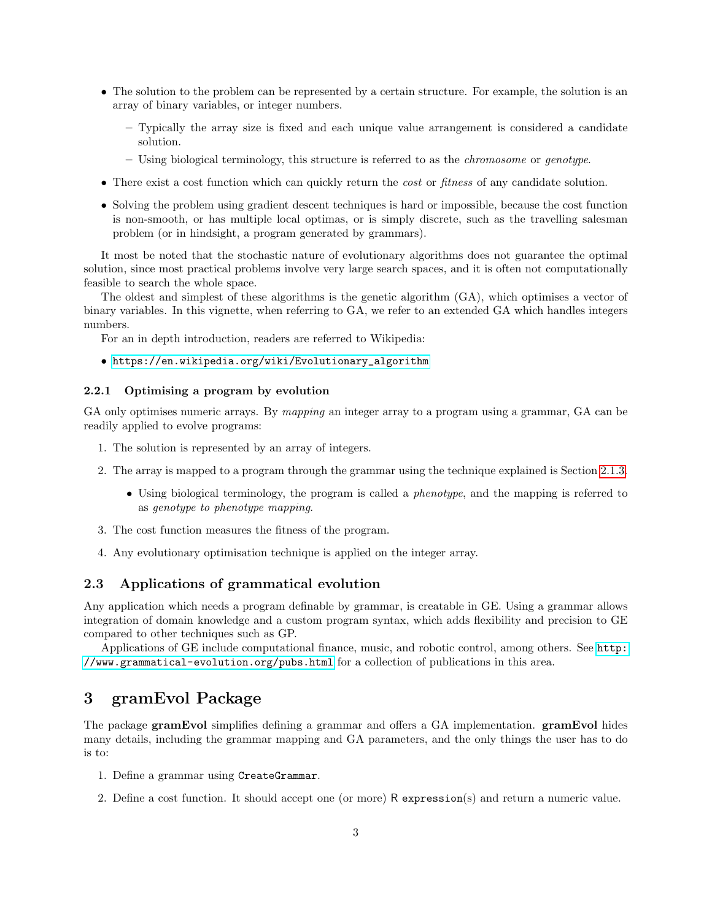- The solution to the problem can be represented by a certain structure. For example, the solution is an array of binary variables, or integer numbers.
  - Typically the array size is fixed and each unique value arrangement is considered a candidate solution.
  - Using biological terminology, this structure is referred to as the *chromosome* or *genotype*.
- There exist a cost function which can quickly return the *cost* or *fitness* of any candidate solution.
- Solving the problem using gradient descent techniques is hard or impossible, because the cost function is non-smooth, or has multiple local optimas, or is simply discrete, such as the travelling salesman problem (or in hindsight, a program generated by grammars).

It most be noted that the stochastic nature of evolutionary algorithms does not guarantee the optimal solution, since most practical problems involve very large search spaces, and it is often not computationally feasible to search the whole space.

The oldest and simplest of these algorithms is the genetic algorithm (GA), which optimises a vector of binary variables. In this vignette, when referring to GA, we refer to an extended GA which handles integers numbers.

For an in depth introduction, readers are referred to Wikipedia:

- https://en.wikipedia.org/wiki/Evolutionary_algorithm

### 2.2.1 Optimising a program by evolution

GA only optimises numeric arrays. By *mapping* an integer array to a program using a grammar, GA can be readily applied to evolve programs:

1. The solution is represented by an array of integers.
2. The array is mapped to a program through the grammar using the technique explained is Section 2.1.3.
   - Using biological terminology, the program is called a *phenotype*, and the mapping is referred to as *genotype to phenotype mapping*.
3. The cost function measures the fitness of the program.
4. Any evolutionary optimisation technique is applied on the integer array.

## 2.3 Applications of grammatical evolution

Any application which needs a program definable by grammar, is creatable in GE. Using a grammar allows integration of domain knowledge and a custom program syntax, which adds flexibility and precision to GE compared to other techniques such as GP.

Applications of GE include computational finance, music, and robotic control, among others. See http://www.grammatical-evolution.org/pubs.html for a collection of publications in this area.

# 3 gramEvol Package

The package **gramEvol** simplifies defining a grammar and offers a GA implementation. **gramEvol** hides many details, including the grammar mapping and GA parameters, and the only things the user has to do is to:

1. Define a grammar using `CreateGrammar`.
2. Define a cost function. It should accept one (or more) R `expression`(s) and return a numeric value.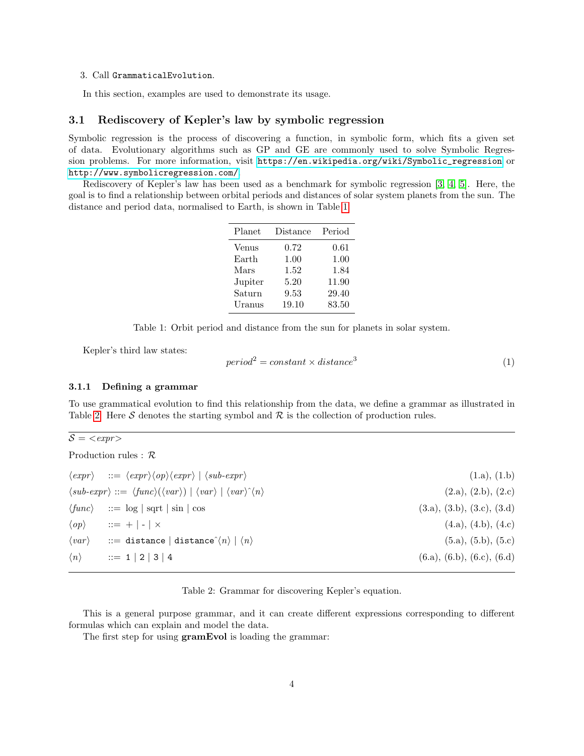3. Call `GrammaticalEvolution`.

In this section, examples are used to demonstrate its usage.

### 3.1 Rediscovery of Kepler's law by symbolic regression

Symbolic regression is the process of discovering a function, in symbolic form, which fits a given set of data. Evolutionary algorithms such as GP and GE are commonly used to solve Symbolic Regression problems. For more information, visit https://en.wikipedia.org/wiki/Symbolic_regression or http://www.symbolicregression.com/.

Rediscovery of Kepler's law has been used as a benchmark for symbolic regression [3, 4, 5]. Here, the goal is to find a relationship between orbital periods and distances of solar system planets from the sun. The distance and period data, normalised to Earth, is shown in Table 1.

| Planet | Distance | Period |
|---|---|---|
| Venus | 0.72 | 0.61 |
| Earth | 1.00 | 1.00 |
| Mars | 1.52 | 1.84 |
| Jupiter | 5.20 | 11.90 |
| Saturn | 9.53 | 29.40 |
| Uranus | 19.10 | 83.50 |

Table 1: Orbit period and distance from the sun for planets in solar system.

Kepler's third law states:

$$period^2 = constant \times distance^3 \tag{1}$$

#### 3.1.1 Defining a grammar

To use grammatical evolution to find this relationship from the data, we define a grammar as illustrated in Table 2. Here $\mathcal{S}$ denotes the starting symbol and $\mathcal{R}$ is the collection of production rules.

$\mathcal{S}$ = <*expr*>

Production rules : $\mathcal{R}$

| | | | |
|---|---|---|---|
| ⟨*expr*⟩ | ::= | ⟨*expr*⟩⟨*op*⟩⟨*expr*⟩ \| ⟨*sub-expr*⟩ | (1.a), (1.b) |
| ⟨*sub-expr*⟩ | ::= | ⟨*func*⟩(⟨*var*⟩) \| ⟨*var*⟩ \| ⟨*var*⟩^⟨*n*⟩ | (2.a), (2.b), (2.c) |
| ⟨*func*⟩ | ::= | log \| sqrt \| sin \| cos | (3.a), (3.b), (3.c), (3.d) |
| ⟨*op*⟩ | ::= | + \| - \| × | (4.a), (4.b), (4.c) |
| ⟨*var*⟩ | ::= | `distance` \| `distance`^⟨*n*⟩ \| ⟨*n*⟩ | (5.a), (5.b), (5.c) |
| ⟨*n*⟩ | ::= | `1` \| `2` \| `3` \| `4` | (6.a), (6.b), (6.c), (6.d) |

Table 2: Grammar for discovering Kepler's equation.

This is a general purpose grammar, and it can create different expressions corresponding to different formulas which can explain and model the data.

The first step for using **gramEvol** is loading the grammar: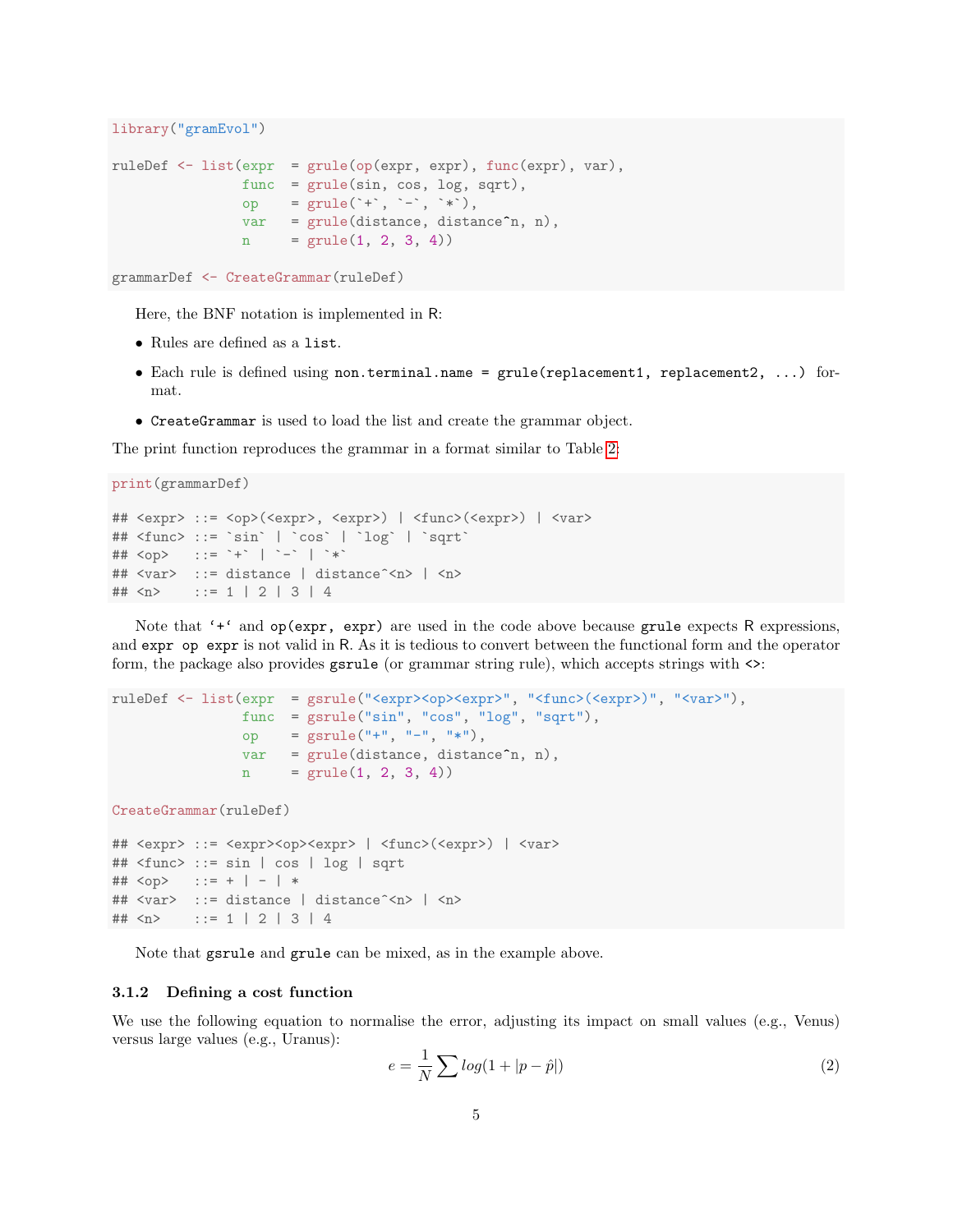```r
library("gramEvol")

ruleDef <- list(expr  = grule(op(expr, expr), func(expr), var),
                func  = grule(sin, cos, log, sqrt),
                op    = grule(`+`, `-`, `*`),
                var   = grule(distance, distance^n, n),
                n     = grule(1, 2, 3, 4))

grammarDef <- CreateGrammar(ruleDef)
```

Here, the BNF notation is implemented in R:

- Rules are defined as a `list`.
- Each rule is defined using `non.terminal.name = grule(replacement1, replacement2, ...)` format.
- `CreateGrammar` is used to load the list and create the grammar object.

The print function reproduces the grammar in a format similar to Table 2:

```r
print(grammarDef)

## <expr> ::= <op>(<expr>, <expr>) | <func>(<expr>) | <var>
## <func> ::= `sin` | `cos` | `log` | `sqrt`
## <op>   ::= `+` | `-` | `*`
## <var>  ::= distance | distance^<n> | <n>
## <n>    ::= 1 | 2 | 3 | 4
```

Note that '+' and `op(expr, expr)` are used in the code above because `grule` expects R expressions, and `expr op expr` is not valid in R. As it is tedious to convert between the functional form and the operator form, the package also provides `gsrule` (or grammar string rule), which accepts strings with `<>`:

```r
ruleDef <- list(expr  = gsrule("<expr><op><expr>", "<func>(<expr>)", "<var>"),
                func  = gsrule("sin", "cos", "log", "sqrt"),
                op    = gsrule("+", "-", "*"),
                var   = grule(distance, distance^n, n),
                n     = grule(1, 2, 3, 4))

CreateGrammar(ruleDef)

## <expr> ::= <expr><op><expr> | <func>(<expr>) | <var>
## <func> ::= sin | cos | log | sqrt
## <op>   ::= + | - | *
## <var>  ::= distance | distance^<n> | <n>
## <n>    ::= 1 | 2 | 3 | 4
```

Note that `gsrule` and `grule` can be mixed, as in the example above.

### 3.1.2 Defining a cost function

We use the following equation to normalise the error, adjusting its impact on small values (e.g., Venus) versus large values (e.g., Uranus):

$$e = \frac{1}{N} \sum log(1 + |p - \hat{p}|) \tag{2}$$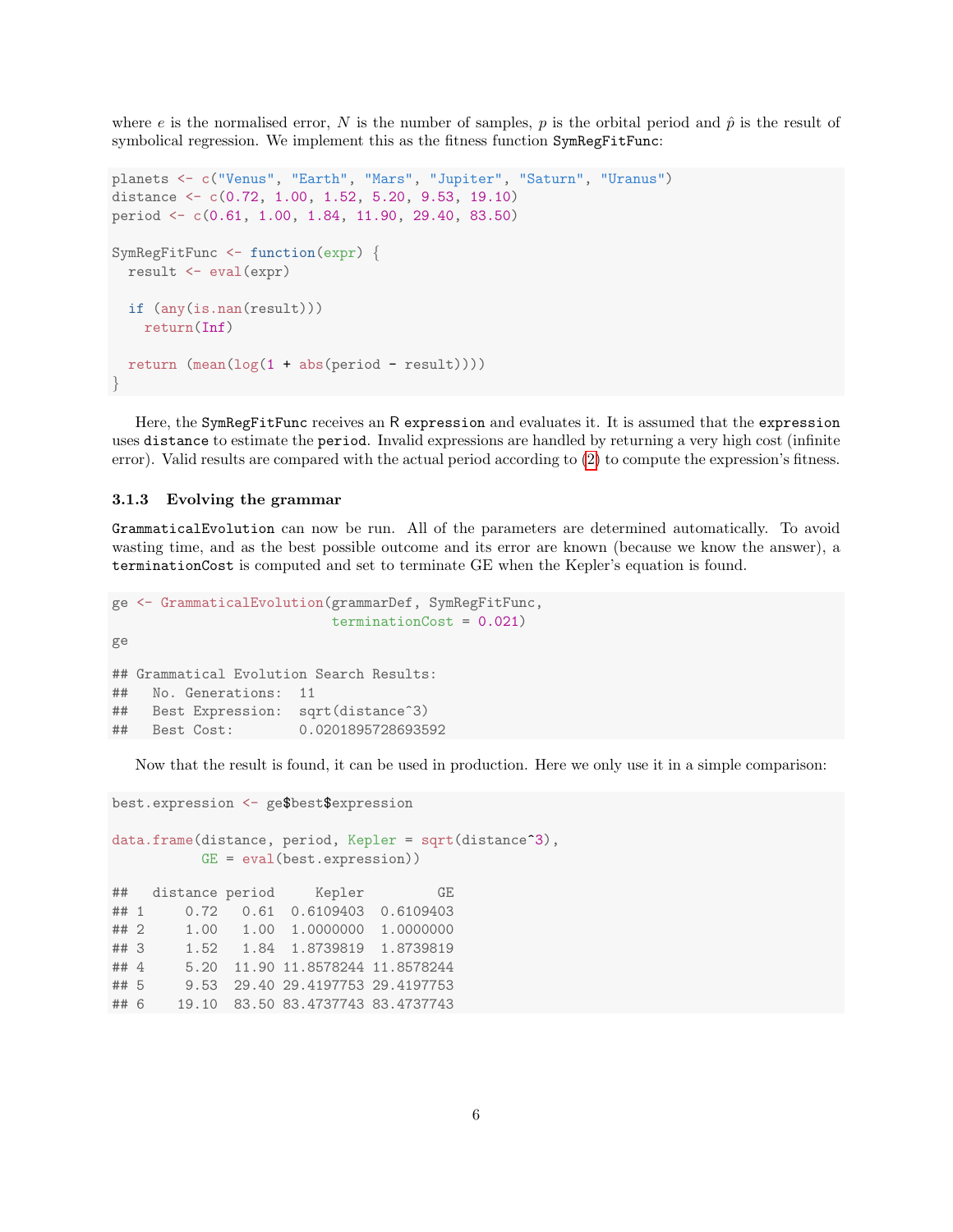where $e$ is the normalised error, $N$ is the number of samples, $p$ is the orbital period and $\hat{p}$ is the result of symbolical regression. We implement this as the fitness function `SymRegFitFunc`:

```
planets <- c("Venus", "Earth", "Mars", "Jupiter", "Saturn", "Uranus")
distance <- c(0.72, 1.00, 1.52, 5.20, 9.53, 19.10)
period <- c(0.61, 1.00, 1.84, 11.90, 29.40, 83.50)

SymRegFitFunc <- function(expr) {
  result <- eval(expr)

  if (any(is.nan(result)))
    return(Inf)

  return (mean(log(1 + abs(period - result))))
}
```

Here, the `SymRegFitFunc` receives an R `expression` and evaluates it. It is assumed that the `expression` uses `distance` to estimate the `period`. Invalid expressions are handled by returning a very high cost (infinite error). Valid results are compared with the actual period according to (2) to compute the expression's fitness.

### 3.1.3 Evolving the grammar

`GrammaticalEvolution` can now be run. All of the parameters are determined automatically. To avoid wasting time, and as the best possible outcome and its error are known (because we know the answer), a `terminationCost` is computed and set to terminate GE when the Kepler's equation is found.

```
ge <- GrammaticalEvolution(grammarDef, SymRegFitFunc,
                           terminationCost = 0.021)
ge

## Grammatical Evolution Search Results:
##   No. Generations:  11
##   Best Expression:  sqrt(distance^3)
##   Best Cost:        0.0201895728693592
```

Now that the result is found, it can be used in production. Here we only use it in a simple comparison:

```
best.expression <- ge$best$expression

data.frame(distance, period, Kepler = sqrt(distance^3),
           GE = eval(best.expression))

##   distance period     Kepler         GE
## 1     0.72   0.61  0.6109403  0.6109403
## 2     1.00   1.00  1.0000000  1.0000000
## 3     1.52   1.84  1.8739819  1.8739819
## 4     5.20  11.90 11.8578244 11.8578244
## 5     9.53  29.40 29.4197753 29.4197753
## 6    19.10  83.50 83.4737743 83.4737743
```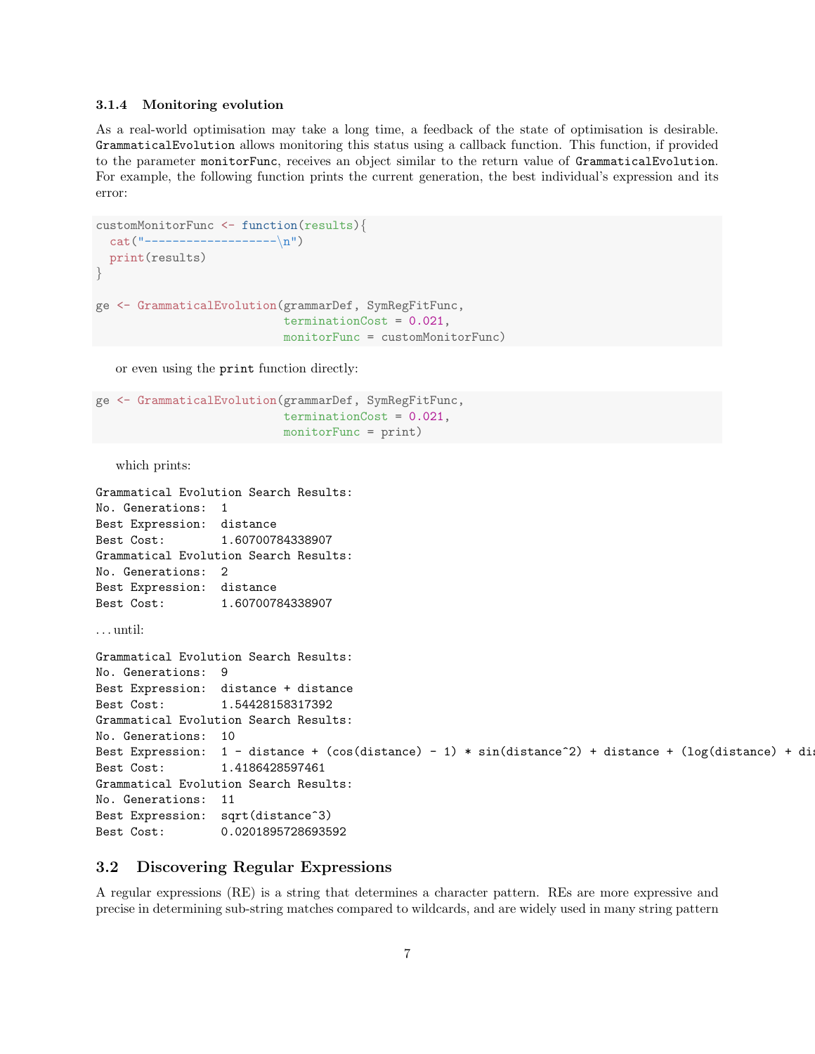### 3.1.4 Monitoring evolution

As a real-world optimisation may take a long time, a feedback of the state of optimisation is desirable. `GrammaticalEvolution` allows monitoring this status using a callback function. This function, if provided to the parameter `monitorFunc`, receives an object similar to the return value of `GrammaticalEvolution`. For example, the following function prints the current generation, the best individual's expression and its error:

```
customMonitorFunc <- function(results){
  cat("-------------------\n")
  print(results)
}

ge <- GrammaticalEvolution(grammarDef, SymRegFitFunc,
                           terminationCost = 0.021,
                           monitorFunc = customMonitorFunc)
```

or even using the `print` function directly:

```
ge <- GrammaticalEvolution(grammarDef, SymRegFitFunc,
                           terminationCost = 0.021,
                           monitorFunc = print)
```

which prints:

```
Grammatical Evolution Search Results:
No. Generations:  1
Best Expression:  distance
Best Cost:        1.60700784338907
Grammatical Evolution Search Results:
No. Generations:  2
Best Expression:  distance
Best Cost:        1.60700784338907
```

. . . until:

```
Grammatical Evolution Search Results:
No. Generations:  9
Best Expression:  distance + distance
Best Cost:        1.54428158317392
Grammatical Evolution Search Results:
No. Generations:  10
Best Expression:  1 - distance + (cos(distance) - 1) * sin(distance^2) + distance + (log(distance) + di
Best Cost:        1.4186428597461
Grammatical Evolution Search Results:
No. Generations:  11
Best Expression:  sqrt(distance^3)
Best Cost:        0.0201895728693592
```

## 3.2 Discovering Regular Expressions

A regular expressions (RE) is a string that determines a character pattern. REs are more expressive and precise in determining sub-string matches compared to wildcards, and are widely used in many string pattern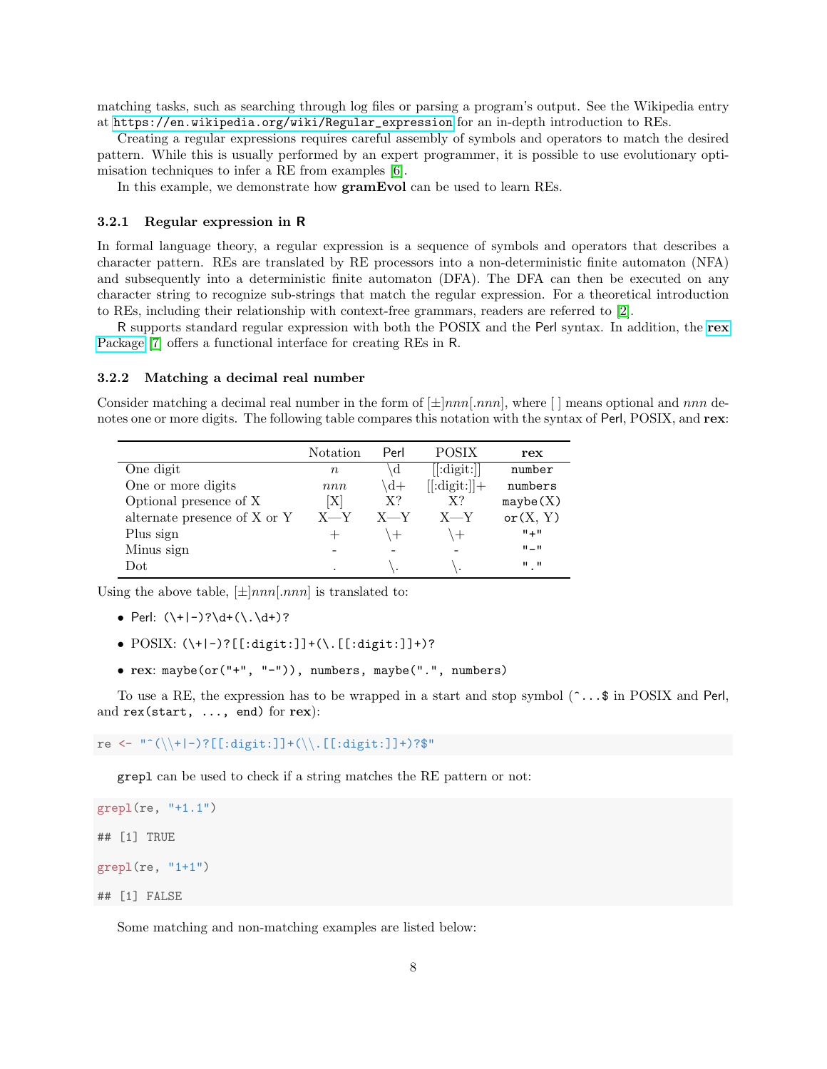matching tasks, such as searching through log files or parsing a program's output. See the Wikipedia entry at https://en.wikipedia.org/wiki/Regular_expression for an in-depth introduction to REs.

Creating a regular expressions requires careful assembly of symbols and operators to match the desired pattern. While this is usually performed by an expert programmer, it is possible to use evolutionary optimisation techniques to infer a RE from examples [6].

In this example, we demonstrate how **gramEvol** can be used to learn REs.

### 3.2.1 Regular expression in R

In formal language theory, a regular expression is a sequence of symbols and operators that describes a character pattern. REs are translated by RE processors into a non-deterministic finite automaton (NFA) and subsequently into a deterministic finite automaton (DFA). The DFA can then be executed on any character string to recognize sub-strings that match the regular expression. For a theoretical introduction to REs, including their relationship with context-free grammars, readers are referred to [2].

R supports standard regular expression with both the POSIX and the Perl syntax. In addition, the **rex** Package [7] offers a functional interface for creating REs in R.

### 3.2.2 Matching a decimal real number

Consider matching a decimal real number in the form of $[\pm]nnn[.nnn]$, where [ ] means optional and $nnn$ denotes one or more digits. The following table compares this notation with the syntax of Perl, POSIX, and **rex**:

| | Notation | Perl | POSIX | **rex** |
|---|---|---|---|---|
| One digit | $n$ | \d | [[:digit:]] | `number` |
| One or more digits | $nnn$ | \d+ | [[:digit:]]+ | `numbers` |
| Optional presence of X | [X] | X? | X? | `maybe(X)` |
| alternate presence of X or Y | X—Y | X—Y | X—Y | `or(X, Y)` |
| Plus sign | + | \+ | \+ | `"+"` |
| Minus sign | - | - | - | `"-"` |
| Dot | . | \. | \. | `"."` |

Using the above table, $[\pm]nnn[.nnn]$ is translated to:

- Perl: `(\+|-)?\d+(\.\d+)?`
- POSIX: `(\+|-)?[[:digit:]]+(\.[[:digit:]]+)?`
- **rex**: `maybe(or("+", "-")), numbers, maybe(".", numbers)`

To use a RE, the expression has to be wrapped in a start and stop symbol (`^...$` in POSIX and Perl, and `rex(start, ..., end)` for **rex**):

```
re <- "^(\\+|-)?[[:digit:]]+(\\.[[:digit:]]+)?$"
```

`grepl` can be used to check if a string matches the RE pattern or not:

```
grepl(re, "+1.1")

## [1] TRUE

grepl(re, "1+1")

## [1] FALSE
```

Some matching and non-matching examples are listed below: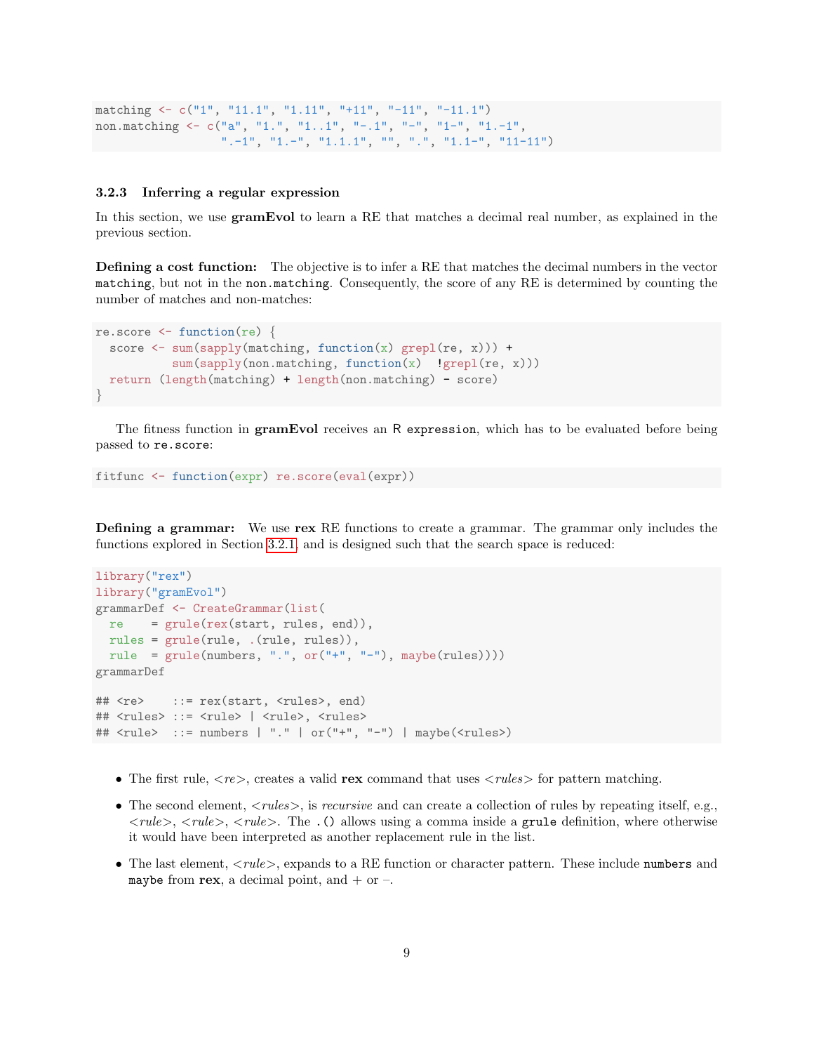```
matching <- c("1", "11.1", "1.11", "+11", "-11", "-11.1")
non.matching <- c("a", "1.", "1..1", "-.1", "-", "1-", "1.-1",
                  ".-1", "1.-", "1.1.1", "", ".", "1.1-", "11-11")
```

### 3.2.3 Inferring a regular expression

In this section, we use **gramEvol** to learn a RE that matches a decimal real number, as explained in the previous section.

**Defining a cost function:** The objective is to infer a RE that matches the decimal numbers in the vector `matching`, but not in the `non.matching`. Consequently, the score of any RE is determined by counting the number of matches and non-matches:

```
re.score <- function(re) {
  score <- sum(sapply(matching, function(x) grepl(re, x))) +
           sum(sapply(non.matching, function(x)  !grepl(re, x)))
  return (length(matching) + length(non.matching) - score)
}
```

The fitness function in **gramEvol** receives an R `expression`, which has to be evaluated before being passed to `re.score`:

```
fitfunc <- function(expr) re.score(eval(expr))
```

**Defining a grammar:** We use **rex** RE functions to create a grammar. The grammar only includes the functions explored in Section 3.2.1, and is designed such that the search space is reduced:

```
library("rex")
library("gramEvol")
grammarDef <- CreateGrammar(list(
  re    = grule(rex(start, rules, end)),
  rules = grule(rule, .(rule, rules)),
  rule  = grule(numbers, ".", or("+", "-"), maybe(rules))))
grammarDef

## <re>    ::= rex(start, <rules>, end)
## <rules> ::= <rule> | <rule>, <rules>
## <rule>  ::= numbers | "." | or("+", "-") | maybe(<rules>)
```

- The first rule, *<re>*, creates a valid **rex** command that uses *<rules>* for pattern matching.
- The second element, *<rules>*, is *recursive* and can create a collection of rules by repeating itself, e.g., *<rule>*, *<rule>*, *<rule>*. The `.()` allows using a comma inside a `grule` definition, where otherwise it would have been interpreted as another replacement rule in the list.
- The last element, *<rule>*, expands to a RE function or character pattern. These include `numbers` and `maybe` from **rex**, a decimal point, and + or −.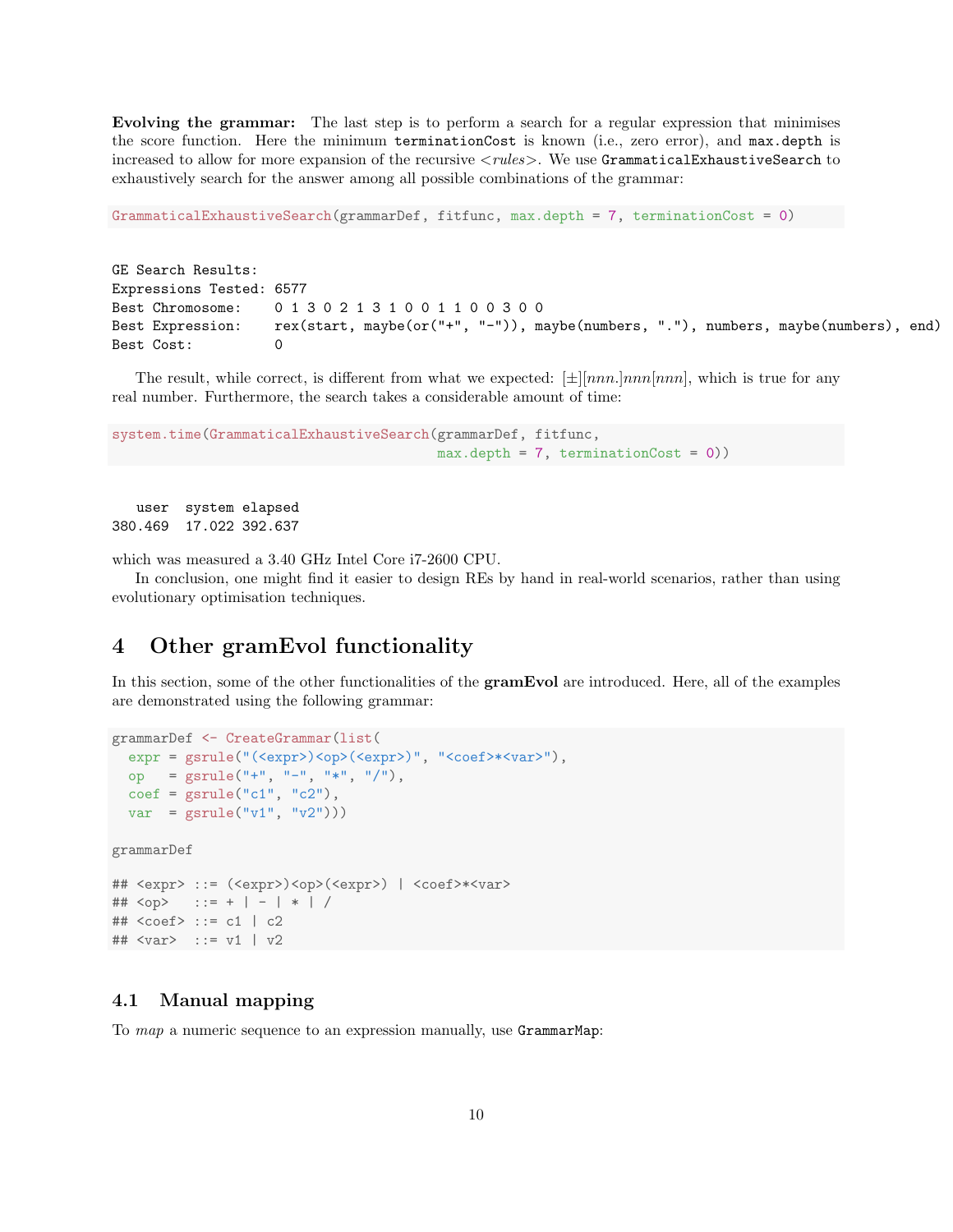**Evolving the grammar:** The last step is to perform a search for a regular expression that minimises the score function. Here the minimum `terminationCost` is known (i.e., zero error), and `max.depth` is increased to allow for more expansion of the recursive <*rules*>. We use `GrammaticalExhaustiveSearch` to exhaustively search for the answer among all possible combinations of the grammar:

```
GrammaticalExhaustiveSearch(grammarDef, fitfunc, max.depth = 7, terminationCost = 0)
```

```
GE Search Results:
Expressions Tested: 6577
Best Chromosome:    0 1 3 0 2 1 3 1 0 0 1 1 0 0 3 0 0
Best Expression:    rex(start, maybe(or("+", "-")), maybe(numbers, "."), numbers, maybe(numbers), end)
Best Cost:          0
```

The result, while correct, is different from what we expected: $[\pm][nnn.]nnn[nnn]$, which is true for any real number. Furthermore, the search takes a considerable amount of time:

```
system.time(GrammaticalExhaustiveSearch(grammarDef, fitfunc,
                                        max.depth = 7, terminationCost = 0))
```

```
   user  system elapsed
380.469  17.022 392.637
```

which was measured a 3.40 GHz Intel Core i7-2600 CPU.

In conclusion, one might find it easier to design REs by hand in real-world scenarios, rather than using evolutionary optimisation techniques.

# 4 Other gramEvol functionality

In this section, some of the other functionalities of the **gramEvol** are introduced. Here, all of the examples are demonstrated using the following grammar:

```
grammarDef <- CreateGrammar(list(
  expr = gsrule("(<expr>)<op>(<expr>)", "<coef>*<var>"),
  op   = gsrule("+", "-", "*", "/"),
  coef = gsrule("c1", "c2"),
  var  = gsrule("v1", "v2")))

grammarDef

## <expr> ::= (<expr>)<op>(<expr>) | <coef>*<var>
## <op>   ::= + | - | * | /
## <coef> ::= c1 | c2
## <var>  ::= v1 | v2
```

## 4.1 Manual mapping

To *map* a numeric sequence to an expression manually, use `GrammarMap`: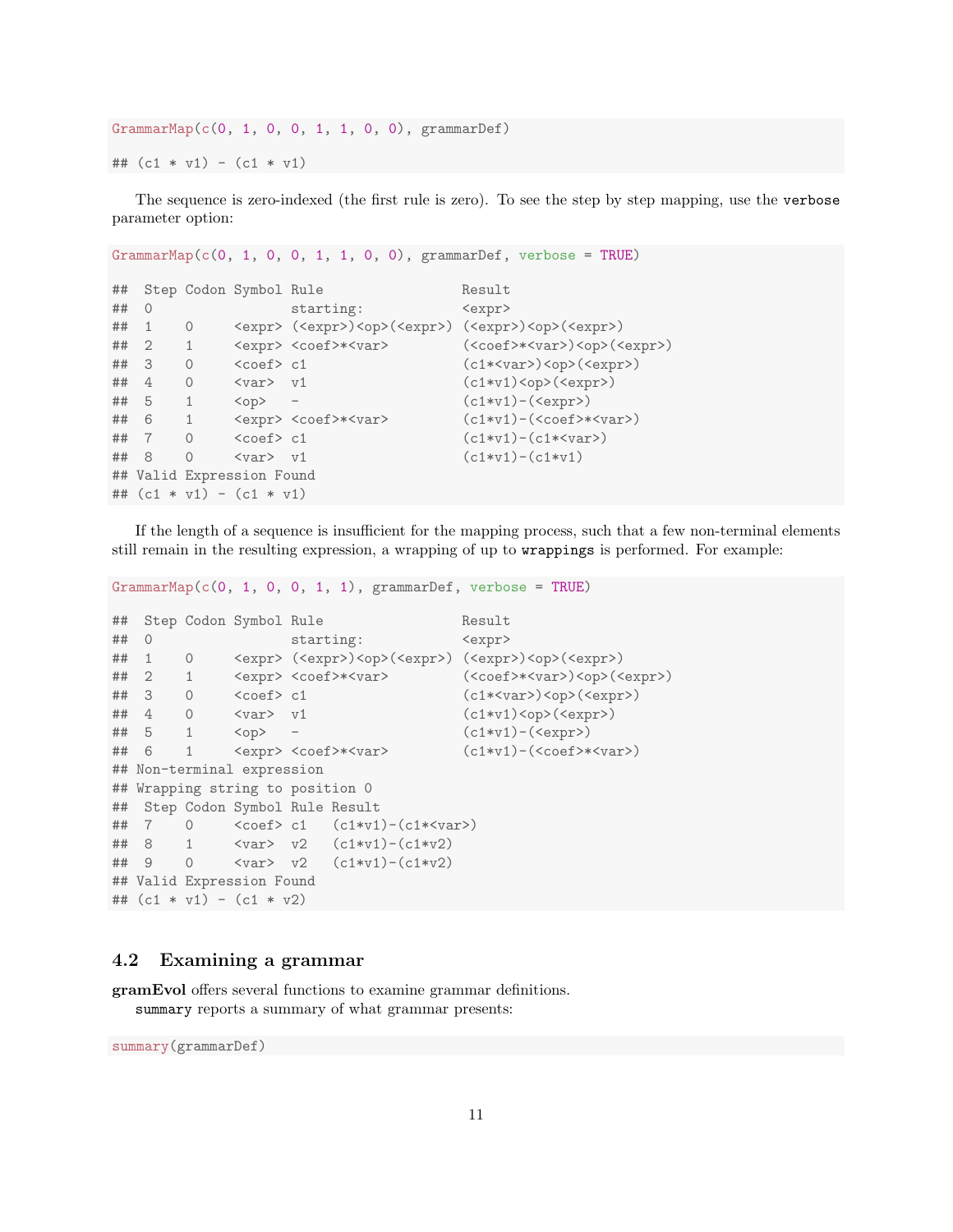```
GrammarMap(c(0, 1, 0, 0, 1, 1, 0, 0), grammarDef)

## (c1 * v1) - (c1 * v1)
```

The sequence is zero-indexed (the first rule is zero). To see the step by step mapping, use the `verbose` parameter option:

```
GrammarMap(c(0, 1, 0, 0, 1, 1, 0, 0), grammarDef, verbose = TRUE)

##  Step Codon Symbol Rule                 Result
##  0                 starting:            <expr>
##  1    0     <expr> (<expr>)<op>(<expr>) (<expr>)<op>(<expr>)
##  2    1     <expr> <coef>*<var>         (<coef>*<var>)<op>(<expr>)
##  3    0     <coef> c1                   (c1*<var>)<op>(<expr>)
##  4    0     <var>  v1                   (c1*v1)<op>(<expr>)
##  5    1     <op>   -                    (c1*v1)-(<expr>)
##  6    1     <expr> <coef>*<var>         (c1*v1)-(<coef>*<var>)
##  7    0     <coef> c1                   (c1*v1)-(c1*<var>)
##  8    0     <var>  v1                   (c1*v1)-(c1*v1)
## Valid Expression Found
## (c1 * v1) - (c1 * v1)
```

If the length of a sequence is insufficient for the mapping process, such that a few non-terminal elements still remain in the resulting expression, a wrapping of up to `wrappings` is performed. For example:

```
GrammarMap(c(0, 1, 0, 0, 1, 1), grammarDef, verbose = TRUE)

##  Step Codon Symbol Rule                 Result
##  0                 starting:            <expr>
##  1    0     <expr> (<expr>)<op>(<expr>) (<expr>)<op>(<expr>)
##  2    1     <expr> <coef>*<var>         (<coef>*<var>)<op>(<expr>)
##  3    0     <coef> c1                   (c1*<var>)<op>(<expr>)
##  4    0     <var>  v1                   (c1*v1)<op>(<expr>)
##  5    1     <op>   -                    (c1*v1)-(<expr>)
##  6    1     <expr> <coef>*<var>         (c1*v1)-(<coef>*<var>)
## Non-terminal expression
## Wrapping string to position 0
##  Step Codon Symbol Rule Result
##  7    0     <coef> c1   (c1*v1)-(c1*<var>)
##  8    1     <var>  v2   (c1*v1)-(c1*v2)
##  9    0     <var>  v2   (c1*v1)-(c1*v2)
## Valid Expression Found
## (c1 * v1) - (c1 * v2)
```

### 4.2 Examining a grammar

**gramEvol** offers several functions to examine grammar definitions.

`summary` reports a summary of what grammar presents:

```
summary(grammarDef)
```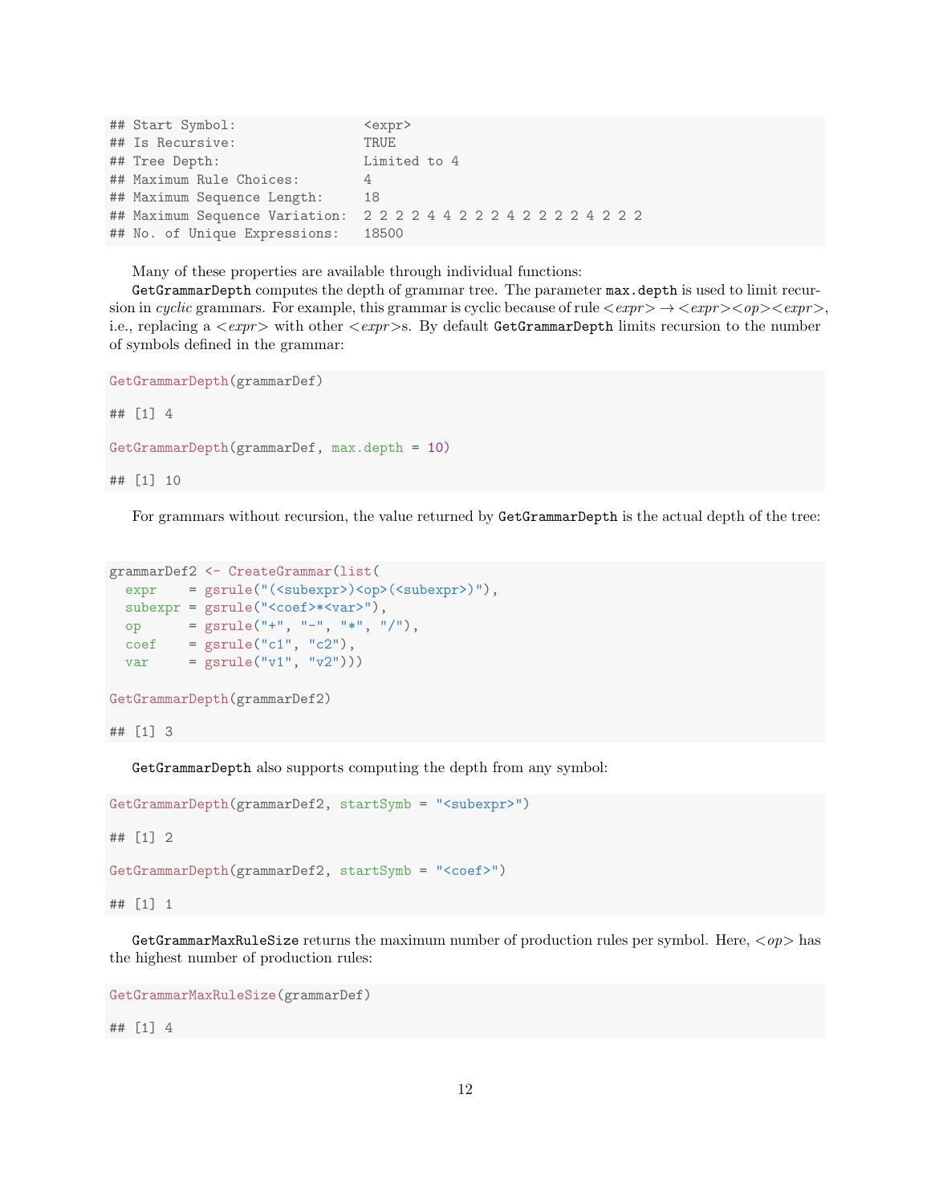```
## Start Symbol:                <expr>
## Is Recursive:                TRUE
## Tree Depth:                  Limited to 4
## Maximum Rule Choices:        4
## Maximum Sequence Length:     18
## Maximum Sequence Variation:  2 2 2 2 4 4 2 2 2 4 2 2 2 2 4 2 2 2
## No. of Unique Expressions:   18500
```

Many of these properties are available through individual functions:

`GetGrammarDepth` computes the depth of grammar tree. The parameter `max.depth` is used to limit recursion in *cyclic* grammars. For example, this grammar is cyclic because of rule $<expr> \rightarrow <expr><op><expr>$, i.e., replacing a $<expr>$ with other $<expr>$s. By default `GetGrammarDepth` limits recursion to the number of symbols defined in the grammar:

```
GetGrammarDepth(grammarDef)

## [1] 4

GetGrammarDepth(grammarDef, max.depth = 10)

## [1] 10
```

For grammars without recursion, the value returned by `GetGrammarDepth` is the actual depth of the tree:

```
grammarDef2 <- CreateGrammar(list(
  expr    = gsrule("(<subexpr>)<op>(<subexpr>)"),
  subexpr = gsrule("<coef>*<var>"),
  op      = gsrule("+", "-", "*", "/"),
  coef    = gsrule("c1", "c2"),
  var     = gsrule("v1", "v2")))

GetGrammarDepth(grammarDef2)

## [1] 3
```

`GetGrammarDepth` also supports computing the depth from any symbol:

```
GetGrammarDepth(grammarDef2, startSymb = "<subexpr>")

## [1] 2

GetGrammarDepth(grammarDef2, startSymb = "<coef>")

## [1] 1
```

`GetGrammarMaxRuleSize` returns the maximum number of production rules per symbol. Here, $<op>$ has the highest number of production rules:

```
GetGrammarMaxRuleSize(grammarDef)

## [1] 4
```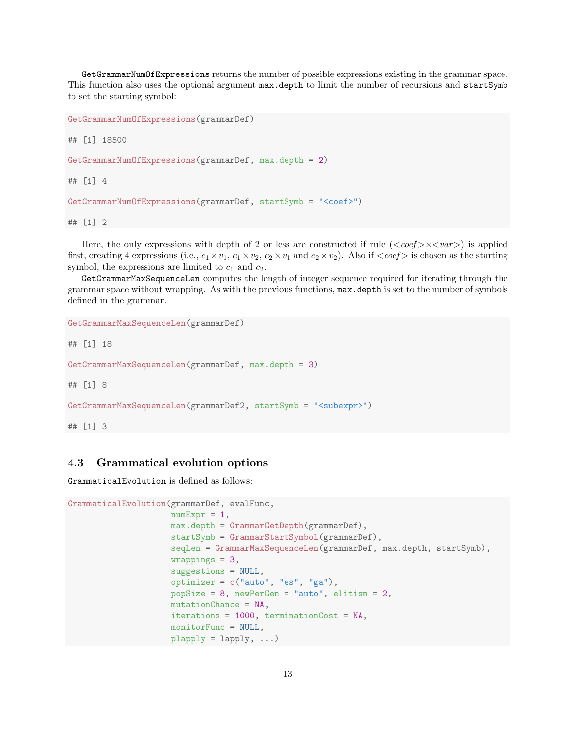`GetGrammarNumOfExpressions` returns the number of possible expressions existing in the grammar space. This function also uses the optional argument `max.depth` to limit the number of recursions and `startSymb` to set the starting symbol:

```
GetGrammarNumOfExpressions(grammarDef)

## [1] 18500

GetGrammarNumOfExpressions(grammarDef, max.depth = 2)

## [1] 4

GetGrammarNumOfExpressions(grammarDef, startSymb = "<coef>")

## [1] 2
```

Here, the only expressions with depth of 2 or less are constructed if rule ($<$*coef*$>\times<$*var*$>$) is applied first, creating 4 expressions (i.e., $c_1 \times v_1$, $c_1 \times v_2$, $c_2 \times v_1$ and $c_2 \times v_2$). Also if $<$*coef*$>$ is chosen as the starting symbol, the expressions are limited to $c_1$ and $c_2$.

`GetGrammarMaxSequenceLen` computes the length of integer sequence required for iterating through the grammar space without wrapping. As with the previous functions, `max.depth` is set to the number of symbols defined in the grammar.

```
GetGrammarMaxSequenceLen(grammarDef)

## [1] 18

GetGrammarMaxSequenceLen(grammarDef, max.depth = 3)

## [1] 8

GetGrammarMaxSequenceLen(grammarDef2, startSymb = "<subexpr>")

## [1] 3
```

### 4.3 Grammatical evolution options

`GrammaticalEvolution` is defined as follows:

```
GrammaticalEvolution(grammarDef, evalFunc,
                     numExpr = 1,
                     max.depth = GrammarGetDepth(grammarDef),
                     startSymb = GrammarStartSymbol(grammarDef),
                     seqLen = GrammarMaxSequenceLen(grammarDef, max.depth, startSymb),
                     wrappings = 3,
                     suggestions = NULL,
                     optimizer = c("auto", "es", "ga"),
                     popSize = 8, newPerGen = "auto", elitism = 2,
                     mutationChance = NA,
                     iterations = 1000, terminationCost = NA,
                     monitorFunc = NULL,
                     plapply = lapply, ...)
```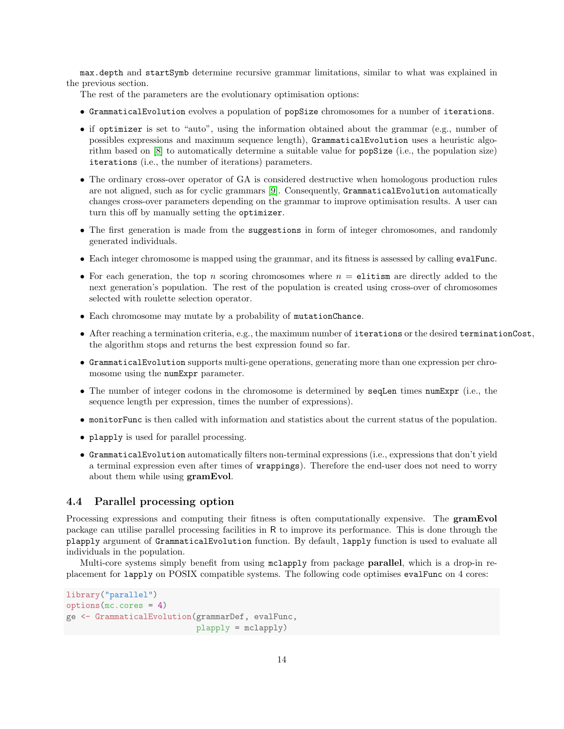`max.depth` and `startSymb` determine recursive grammar limitations, similar to what was explained in the previous section.

The rest of the parameters are the evolutionary optimisation options:

- `GrammaticalEvolution` evolves a population of `popSize` chromosomes for a number of `iterations`.
- if `optimizer` is set to "auto", using the information obtained about the grammar (e.g., number of possibles expressions and maximum sequence length), `GrammaticalEvolution` uses a heuristic algorithm based on [8] to automatically determine a suitable value for `popSize` (i.e., the population size) `iterations` (i.e., the number of iterations) parameters.
- The ordinary cross-over operator of GA is considered destructive when homologous production rules are not aligned, such as for cyclic grammars [9]. Consequently, `GrammaticalEvolution` automatically changes cross-over parameters depending on the grammar to improve optimisation results. A user can turn this off by manually setting the `optimizer`.
- The first generation is made from the `suggestions` in form of integer chromosomes, and randomly generated individuals.
- Each integer chromosome is mapped using the grammar, and its fitness is assessed by calling `evalFunc`.
- For each generation, the top $n$ scoring chromosomes where $n =$ `elitism` are directly added to the next generation's population. The rest of the population is created using cross-over of chromosomes selected with roulette selection operator.
- Each chromosome may mutate by a probability of `mutationChance`.
- After reaching a termination criteria, e.g., the maximum number of `iterations` or the desired `terminationCost`, the algorithm stops and returns the best expression found so far.
- `GrammaticalEvolution` supports multi-gene operations, generating more than one expression per chromosome using the `numExpr` parameter.
- The number of integer codons in the chromosome is determined by `seqLen` times `numExpr` (i.e., the sequence length per expression, times the number of expressions).
- `monitorFunc` is then called with information and statistics about the current status of the population.
- `plapply` is used for parallel processing.
- `GrammaticalEvolution` automatically filters non-terminal expressions (i.e., expressions that don't yield a terminal expression even after times of `wrappings`). Therefore the end-user does not need to worry about them while using **gramEvol**.

### 4.4 Parallel processing option

Processing expressions and computing their fitness is often computationally expensive. The **gramEvol** package can utilise parallel processing facilities in R to improve its performance. This is done through the `plapply` argument of `GrammaticalEvolution` function. By default, `lapply` function is used to evaluate all individuals in the population.

Multi-core systems simply benefit from using `mclapply` from package **parallel**, which is a drop-in replacement for `lapply` on POSIX compatible systems. The following code optimises `evalFunc` on 4 cores:

```
library("parallel")
options(mc.cores = 4)
ge <- GrammaticalEvolution(grammarDef, evalFunc,
                           plapply = mclapply)
```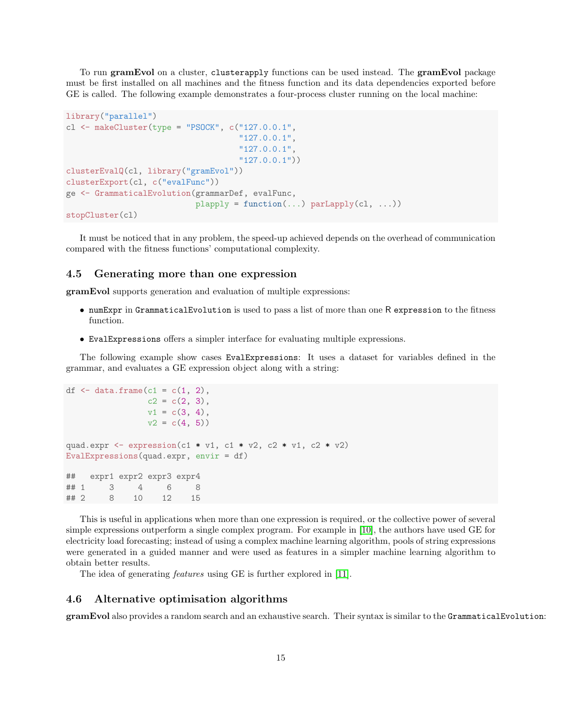To run **gramEvol** on a cluster, `clusterapply` functions can be used instead. The **gramEvol** package must be first installed on all machines and the fitness function and its data dependencies exported before GE is called. The following example demonstrates a four-process cluster running on the local machine:

```
library("parallel")
cl <- makeCluster(type = "PSOCK", c("127.0.0.1",
                                    "127.0.0.1",
                                    "127.0.0.1",
                                    "127.0.0.1"))
clusterEvalQ(cl, library("gramEvol"))
clusterExport(cl, c("evalFunc"))
ge <- GrammaticalEvolution(grammarDef, evalFunc,
                           plapply = function(...) parLapply(cl, ...))
stopCluster(cl)
```

It must be noticed that in any problem, the speed-up achieved depends on the overhead of communication compared with the fitness functions' computational complexity.

## 4.5 Generating more than one expression

**gramEvol** supports generation and evaluation of multiple expressions:

- `numExpr` in `GrammaticalEvolution` is used to pass a list of more than one R `expression` to the fitness function.
- `EvalExpressions` offers a simpler interface for evaluating multiple expressions.

The following example show cases `EvalExpressions`: It uses a dataset for variables defined in the grammar, and evaluates a GE expression object along with a string:

```
df <- data.frame(c1 = c(1, 2),
                 c2 = c(2, 3),
                 v1 = c(3, 4),
                 v2 = c(4, 5))

quad.expr <- expression(c1 * v1, c1 * v2, c2 * v1, c2 * v2)
EvalExpressions(quad.expr, envir = df)

##   expr1 expr2 expr3 expr4
## 1     3     4     6     8
## 2     8    10    12    15
```

This is useful in applications when more than one expression is required, or the collective power of several simple expressions outperform a single complex program. For example in [10], the authors have used GE for electricity load forecasting; instead of using a complex machine learning algorithm, pools of string expressions were generated in a guided manner and were used as features in a simpler machine learning algorithm to obtain better results.

The idea of generating *features* using GE is further explored in [11].

## 4.6 Alternative optimisation algorithms

**gramEvol** also provides a random search and an exhaustive search. Their syntax is similar to the `GrammaticalEvolution`: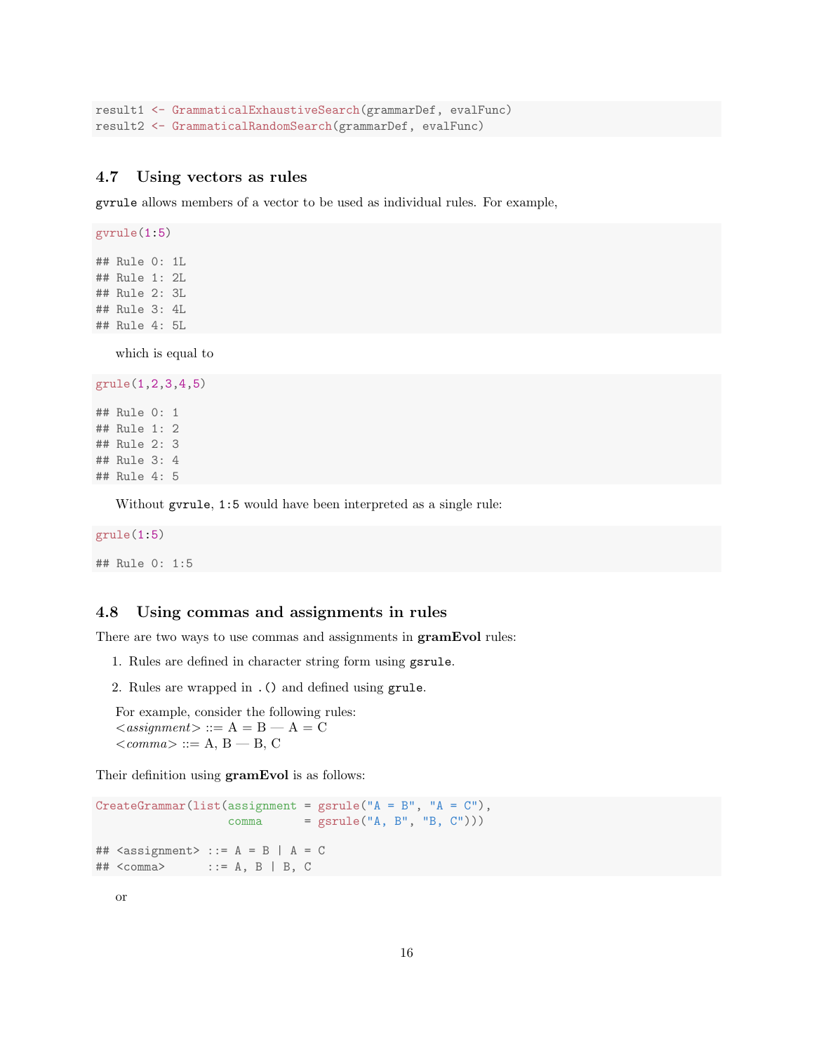```
result1 <- GrammaticalExhaustiveSearch(grammarDef, evalFunc)
result2 <- GrammaticalRandomSearch(grammarDef, evalFunc)
```

### 4.7 Using vectors as rules

`gvrule` allows members of a vector to be used as individual rules. For example,

```
gvrule(1:5)

## Rule 0: 1L
## Rule 1: 2L
## Rule 2: 3L
## Rule 3: 4L
## Rule 4: 5L
```

which is equal to

```
grule(1,2,3,4,5)

## Rule 0: 1
## Rule 1: 2
## Rule 2: 3
## Rule 3: 4
## Rule 4: 5
```

Without `gvrule`, `1:5` would have been interpreted as a single rule:

```
grule(1:5)

## Rule 0: 1:5
```

### 4.8 Using commas and assignments in rules

There are two ways to use commas and assignments in **gramEvol** rules:

1. Rules are defined in character string form using `gsrule`.
2. Rules are wrapped in `.()` and defined using `grule`.

For example, consider the following rules:
<*assignment*> ::= A = B — A = C
<*comma*> ::= A, B — B, C

Their definition using **gramEvol** is as follows:

```
CreateGrammar(list(assignment = gsrule("A = B", "A = C"),
                   comma      = gsrule("A, B", "B, C")))

## <assignment> ::= A = B | A = C
## <comma>      ::= A, B | B, C
```

or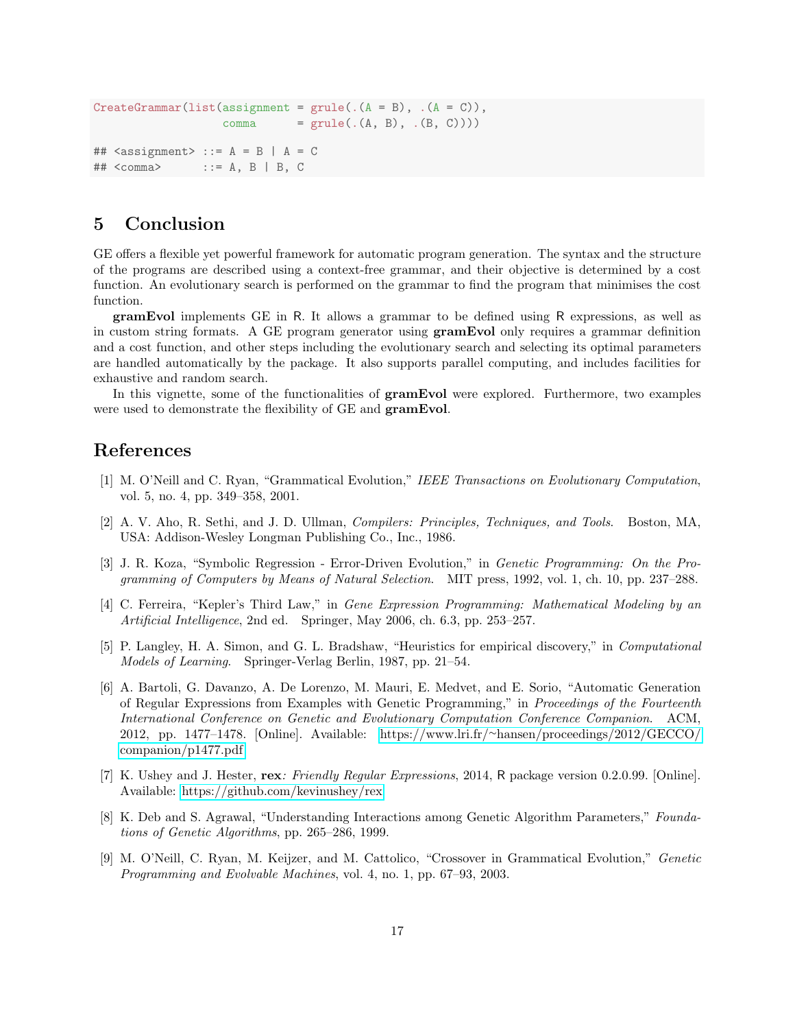```
CreateGrammar(list(assignment = grule(.(A = B), .(A = C)),
                   comma      = grule(.(A, B), .(B, C))))

## <assignment> ::= A = B | A = C
## <comma>      ::= A, B | B, C
```

## 5 Conclusion

GE offers a flexible yet powerful framework for automatic program generation. The syntax and the structure of the programs are described using a context-free grammar, and their objective is determined by a cost function. An evolutionary search is performed on the grammar to find the program that minimises the cost function.

**gramEvol** implements GE in R. It allows a grammar to be defined using R expressions, as well as in custom string formats. A GE program generator using **gramEvol** only requires a grammar definition and a cost function, and other steps including the evolutionary search and selecting its optimal parameters are handled automatically by the package. It also supports parallel computing, and includes facilities for exhaustive and random search.

In this vignette, some of the functionalities of **gramEvol** were explored. Furthermore, two examples were used to demonstrate the flexibility of GE and **gramEvol**.

## References

[1] M. O'Neill and C. Ryan, "Grammatical Evolution," *IEEE Transactions on Evolutionary Computation*, vol. 5, no. 4, pp. 349–358, 2001.

[2] A. V. Aho, R. Sethi, and J. D. Ullman, *Compilers: Principles, Techniques, and Tools*. Boston, MA, USA: Addison-Wesley Longman Publishing Co., Inc., 1986.

[3] J. R. Koza, "Symbolic Regression - Error-Driven Evolution," in *Genetic Programming: On the Programming of Computers by Means of Natural Selection*. MIT press, 1992, vol. 1, ch. 10, pp. 237–288.

[4] C. Ferreira, "Kepler's Third Law," in *Gene Expression Programming: Mathematical Modeling by an Artificial Intelligence*, 2nd ed. Springer, May 2006, ch. 6.3, pp. 253–257.

[5] P. Langley, H. A. Simon, and G. L. Bradshaw, "Heuristics for empirical discovery," in *Computational Models of Learning*. Springer-Verlag Berlin, 1987, pp. 21–54.

[6] A. Bartoli, G. Davanzo, A. De Lorenzo, M. Mauri, E. Medvet, and E. Sorio, "Automatic Generation of Regular Expressions from Examples with Genetic Programming," in *Proceedings of the Fourteenth International Conference on Genetic and Evolutionary Computation Conference Companion*. ACM, 2012, pp. 1477–1478. [Online]. Available: https://www.lri.fr/~hansen/proceedings/2012/GECCO/companion/p1477.pdf

[7] K. Ushey and J. Hester, **rex***: Friendly Regular Expressions*, 2014, R package version 0.2.0.99. [Online]. Available: https://github.com/kevinushey/rex

[8] K. Deb and S. Agrawal, "Understanding Interactions among Genetic Algorithm Parameters," *Foundations of Genetic Algorithms*, pp. 265–286, 1999.

[9] M. O'Neill, C. Ryan, M. Keijzer, and M. Cattolico, "Crossover in Grammatical Evolution," *Genetic Programming and Evolvable Machines*, vol. 4, no. 1, pp. 67–93, 2003.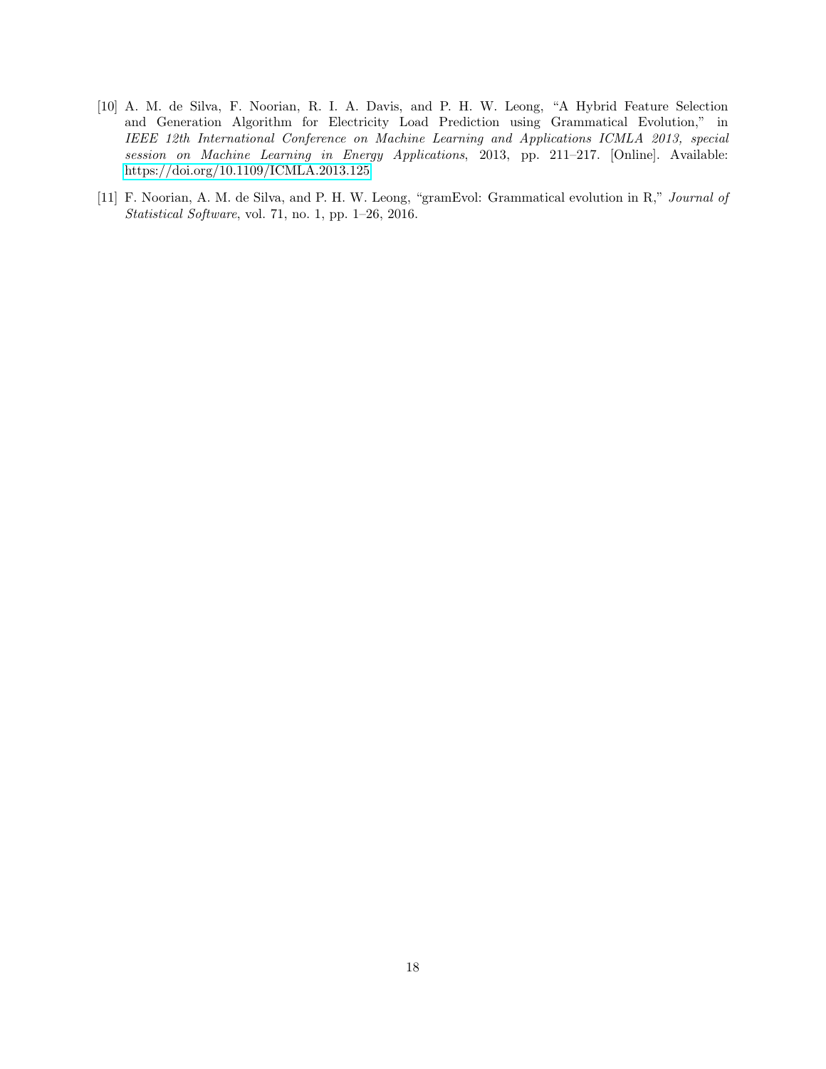[10] A. M. de Silva, F. Noorian, R. I. A. Davis, and P. H. W. Leong, "A Hybrid Feature Selection and Generation Algorithm for Electricity Load Prediction using Grammatical Evolution," in *IEEE 12th International Conference on Machine Learning and Applications ICMLA 2013, special session on Machine Learning in Energy Applications*, 2013, pp. 211–217. [Online]. Available: https://doi.org/10.1109/ICMLA.2013.125

[11] F. Noorian, A. M. de Silva, and P. H. W. Leong, "gramEvol: Grammatical evolution in R," *Journal of Statistical Software*, vol. 71, no. 1, pp. 1–26, 2016.